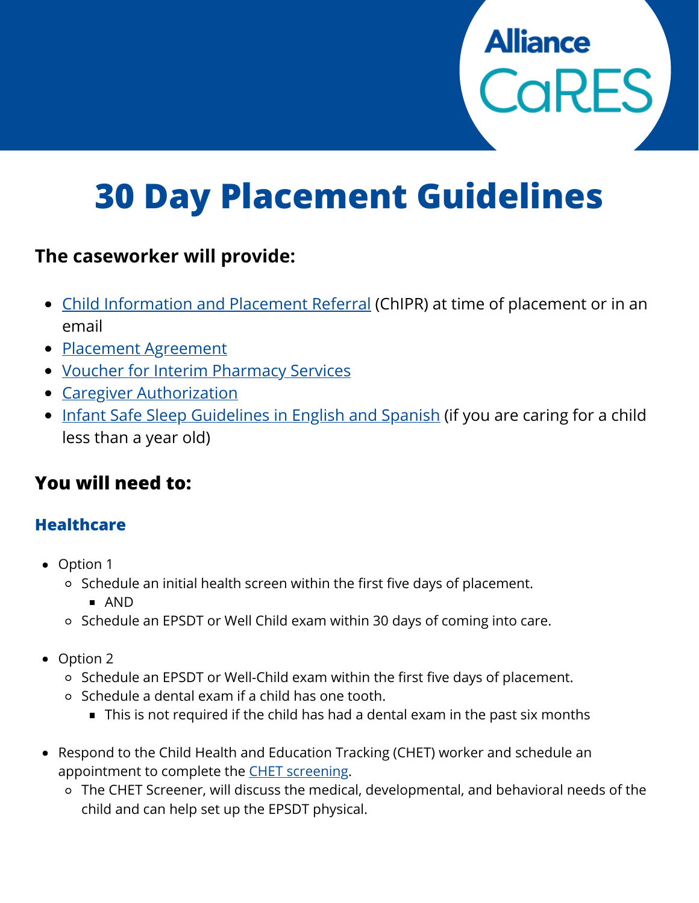Alliance CaRES

# 30 Day Placement Guidelines

## The caseworker will provide:

- Child Information and Placement Referral (ChIPR) at time of placement or in an email
- Placement Agreement
- Voucher for Interim Pharmacy Services
- Caregiver Authorization
- Infant Safe Sleep Guidelines in English and Spanish (if you are caring for a child less than a year old)

## You will need to:

### Healthcare

- Option 1
  - Schedule an initial health screen within the first five days of placement.
    - AND
  - Schedule an EPSDT or Well Child exam within 30 days of coming into care.
- Option 2
  - Schedule an EPSDT or Well-Child exam within the first five days of placement.
  - Schedule a dental exam if a child has one tooth.
    - This is not required if the child has had a dental exam in the past six months
- Respond to the Child Health and Education Tracking (CHET) worker and schedule an appointment to complete the CHET screening.
  - The CHET Screener, will discuss the medical, developmental, and behavioral needs of the child and can help set up the EPSDT physical.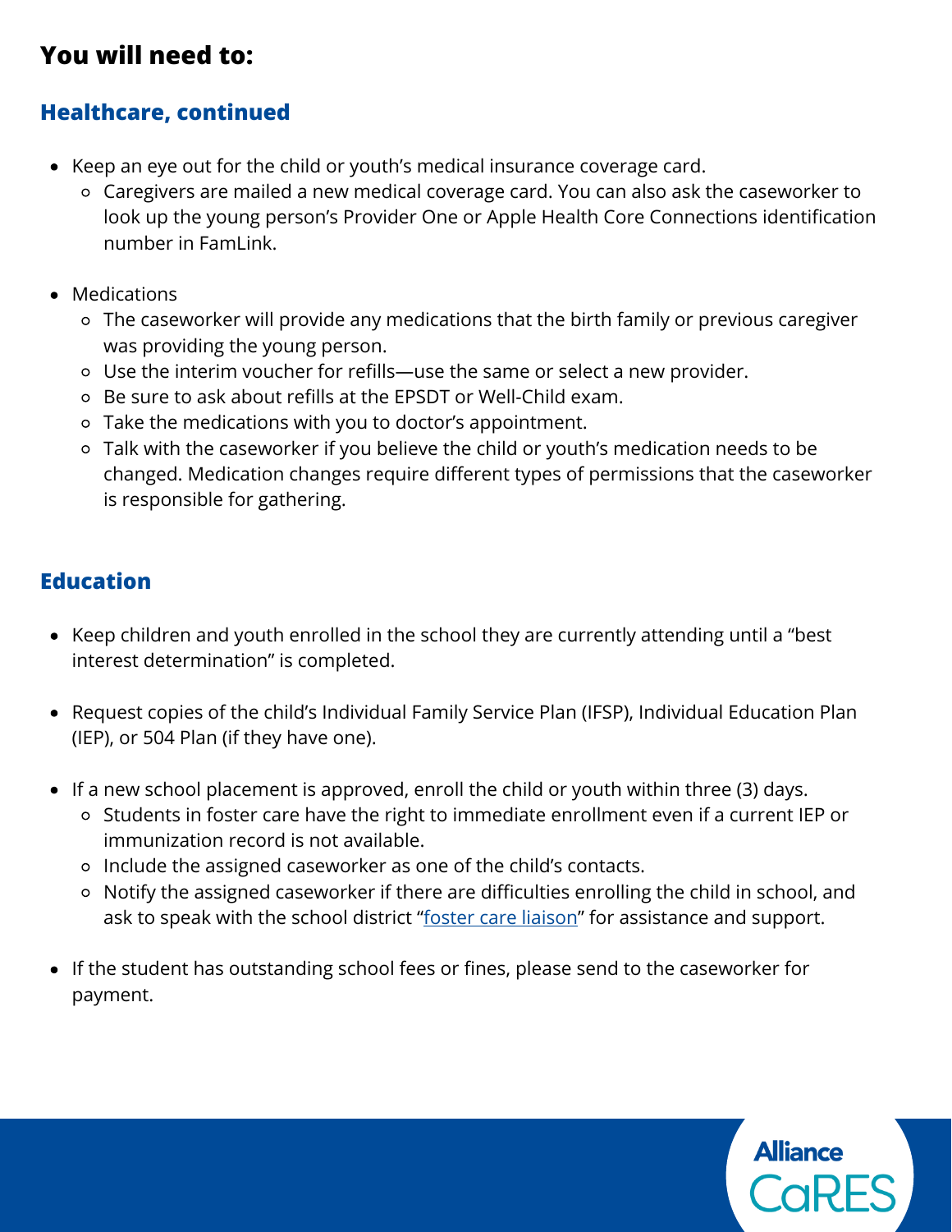## You will need to:

### Healthcare, continued

- Keep an eye out for the child or youth's medical insurance coverage card.
  - Caregivers are mailed a new medical coverage card. You can also ask the caseworker to look up the young person's Provider One or Apple Health Core Connections identification number in FamLink.
- Medications
  - The caseworker will provide any medications that the birth family or previous caregiver was providing the young person.
  - Use the interim voucher for refills—use the same or select a new provider.
  - Be sure to ask about refills at the EPSDT or Well-Child exam.
  - Take the medications with you to doctor's appointment.
  - Talk with the caseworker if you believe the child or youth's medication needs to be changed. Medication changes require different types of permissions that the caseworker is responsible for gathering.

### Education

- Keep children and youth enrolled in the school they are currently attending until a "best interest determination" is completed.
- Request copies of the child's Individual Family Service Plan (IFSP), Individual Education Plan (IEP), or 504 Plan (if they have one).
- If a new school placement is approved, enroll the child or youth within three (3) days.
  - Students in foster care have the right to immediate enrollment even if a current IEP or immunization record is not available.
  - Include the assigned caseworker as one of the child's contacts.
  - Notify the assigned caseworker if there are difficulties enrolling the child in school, and ask to speak with the school district "foster care liaison" for assistance and support.
- If the student has outstanding school fees or fines, please send to the caseworker for payment.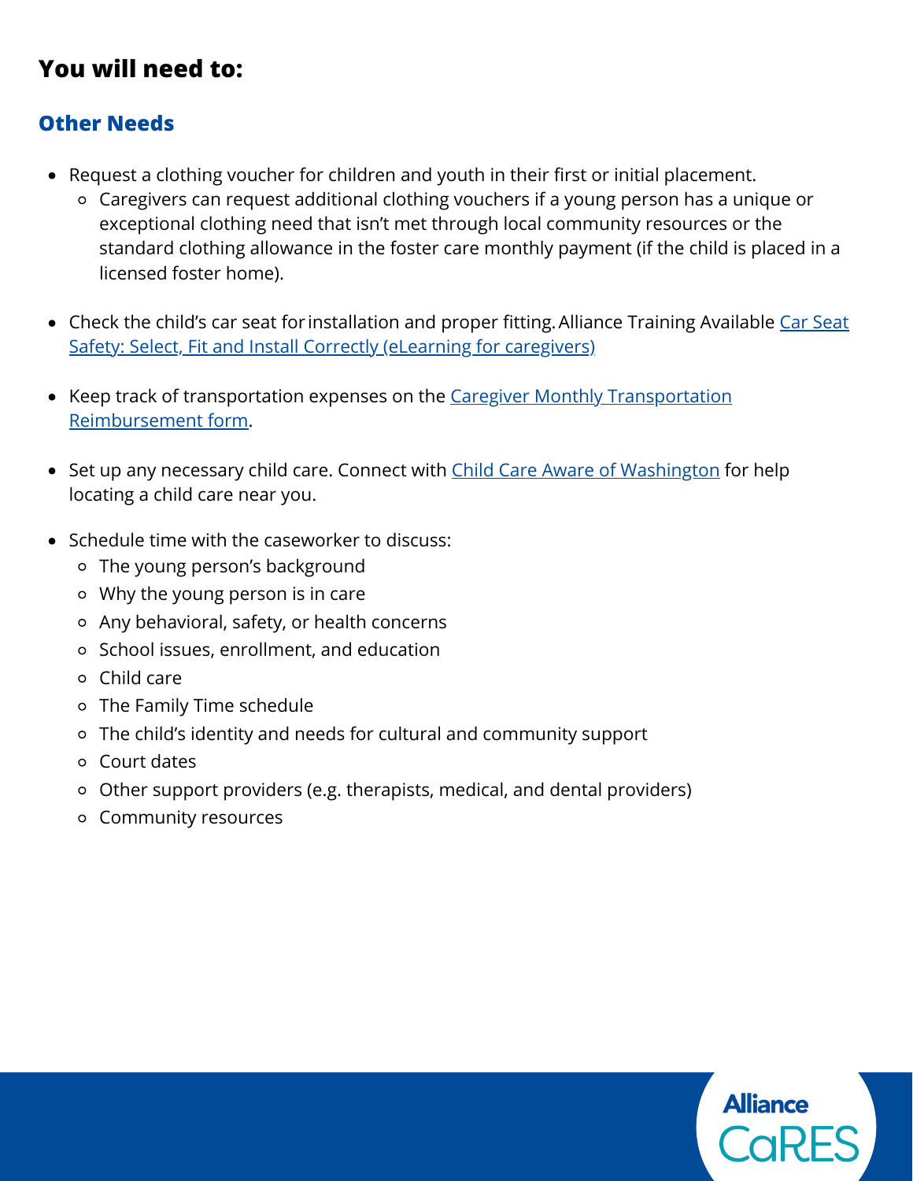## You will need to:

### Other Needs

- Request a clothing voucher for children and youth in their first or initial placement.
  - Caregivers can request additional clothing vouchers if a young person has a unique or exceptional clothing need that isn't met through local community resources or the standard clothing allowance in the foster care monthly payment (if the child is placed in a licensed foster home).

- Check the child's car seat for installation and proper fitting. Alliance Training Available Car Seat Safety: Select, Fit and Install Correctly (eLearning for caregivers)

- Keep track of transportation expenses on the Caregiver Monthly Transportation Reimbursement form.

- Set up any necessary child care. Connect with Child Care Aware of Washington for help locating a child care near you.

- Schedule time with the caseworker to discuss:
  - The young person's background
  - Why the young person is in care
  - Any behavioral, safety, or health concerns
  - School issues, enrollment, and education
  - Child care
  - The Family Time schedule
  - The child's identity and needs for cultural and community support
  - Court dates
  - Other support providers (e.g. therapists, medical, and dental providers)
  - Community resources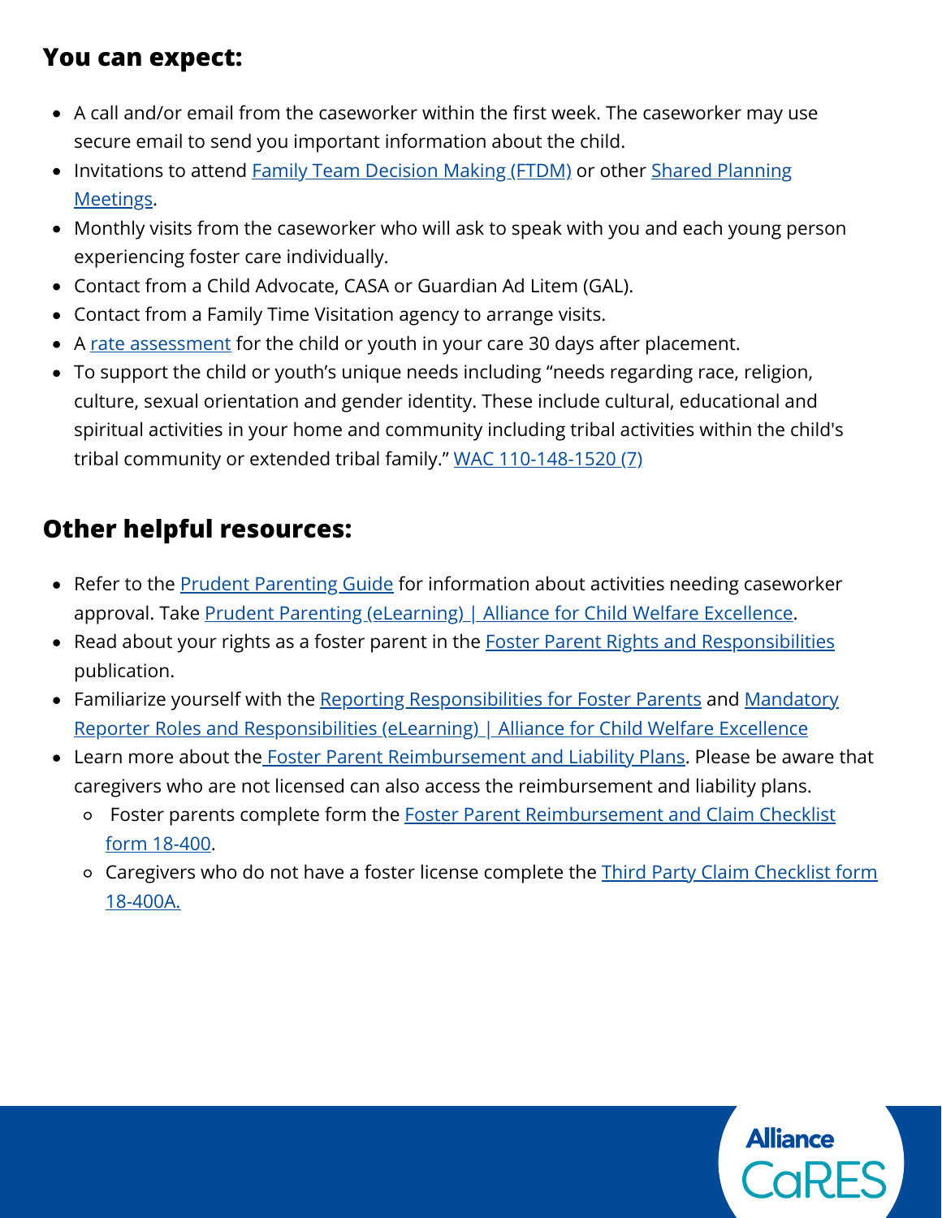## You can expect:

- A call and/or email from the caseworker within the first week. The caseworker may use secure email to send you important information about the child.
- Invitations to attend Family Team Decision Making (FTDM) or other Shared Planning Meetings.
- Monthly visits from the caseworker who will ask to speak with you and each young person experiencing foster care individually.
- Contact from a Child Advocate, CASA or Guardian Ad Litem (GAL).
- Contact from a Family Time Visitation agency to arrange visits.
- A rate assessment for the child or youth in your care 30 days after placement.
- To support the child or youth's unique needs including "needs regarding race, religion, culture, sexual orientation and gender identity. These include cultural, educational and spiritual activities in your home and community including tribal activities within the child's tribal community or extended tribal family." WAC 110-148-1520 (7)

## Other helpful resources:

- Refer to the Prudent Parenting Guide for information about activities needing caseworker approval. Take Prudent Parenting (eLearning) | Alliance for Child Welfare Excellence.
- Read about your rights as a foster parent in the Foster Parent Rights and Responsibilities publication.
- Familiarize yourself with the Reporting Responsibilities for Foster Parents and Mandatory Reporter Roles and Responsibilities (eLearning) | Alliance for Child Welfare Excellence
- Learn more about the Foster Parent Reimbursement and Liability Plans. Please be aware that caregivers who are not licensed can also access the reimbursement and liability plans.
  - Foster parents complete form the Foster Parent Reimbursement and Claim Checklist form 18-400.
  - Caregivers who do not have a foster license complete the Third Party Claim Checklist form 18-400A.

Alliance CaRES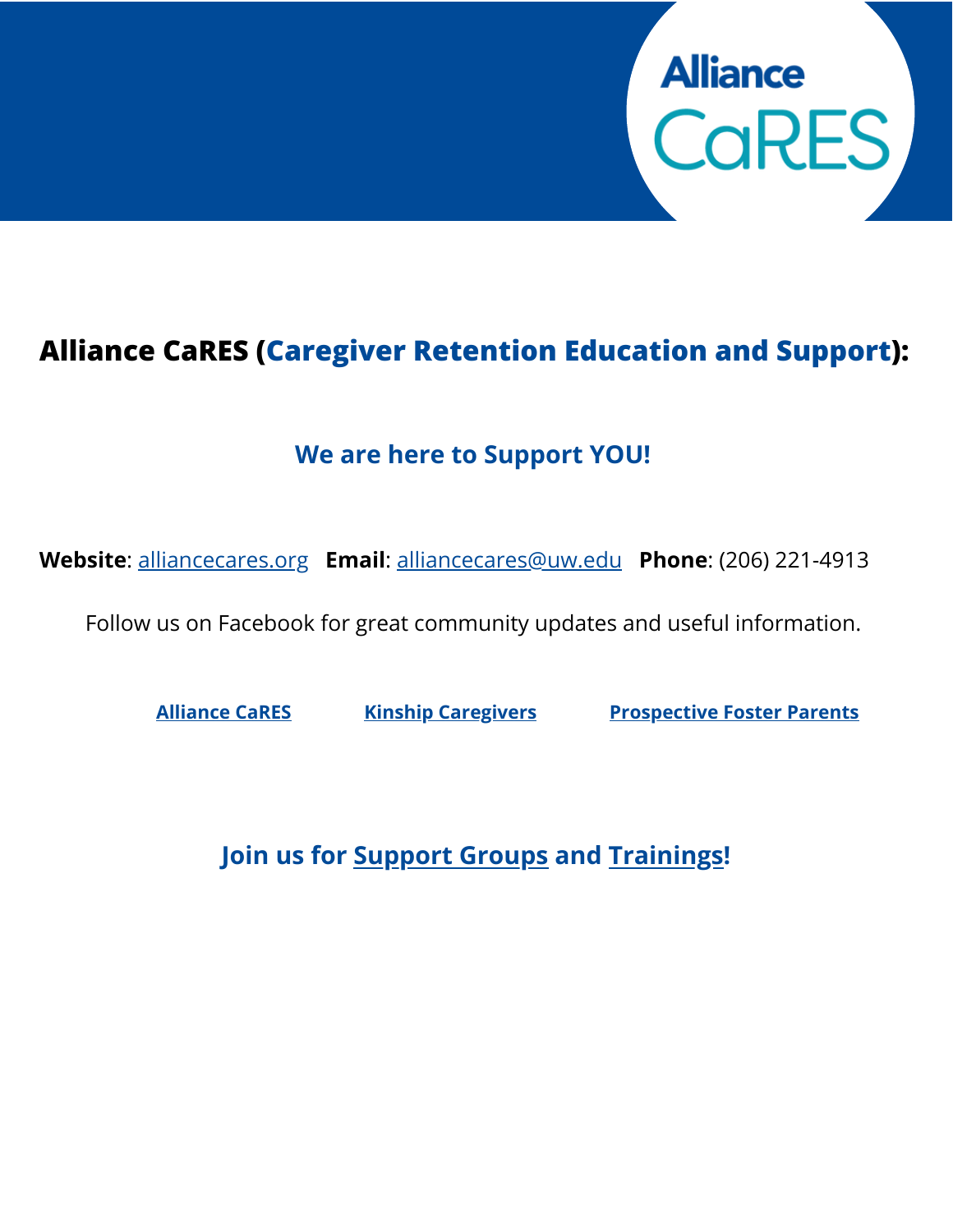## Alliance CaRES (Caregiver Retention Education and Support):

**We are here to Support YOU!**

**Website**: alliancecares.org **Email**: alliancecares@uw.edu **Phone**: (206) 221-4913

Follow us on Facebook for great community updates and useful information.

**Alliance CaRES** **Kinship Caregivers** **Prospective Foster Parents**

**Join us for Support Groups and Trainings!**